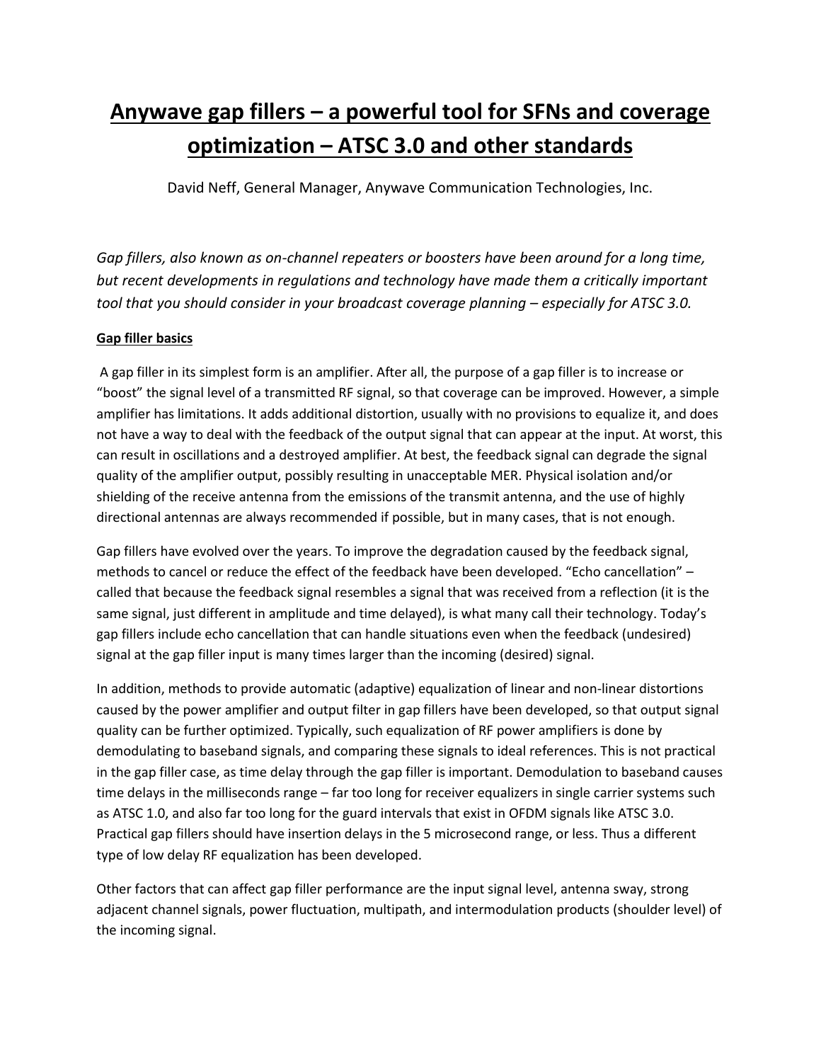# Anywave gap fillers – a powerful tool for SFNs and coverage optimization – ATSC 3.0 and other standards

David Neff, General Manager, Anywave Communication Technologies, Inc.

*Gap fillers, also known as on-channel repeaters or boosters have been around for a long time, but recent developments in regulations and technology have made them a critically important tool that you should consider in your broadcast coverage planning – especially for ATSC 3.0.*

## Gap filler basics

A gap filler in its simplest form is an amplifier. After all, the purpose of a gap filler is to increase or "boost" the signal level of a transmitted RF signal, so that coverage can be improved. However, a simple amplifier has limitations. It adds additional distortion, usually with no provisions to equalize it, and does not have a way to deal with the feedback of the output signal that can appear at the input. At worst, this can result in oscillations and a destroyed amplifier. At best, the feedback signal can degrade the signal quality of the amplifier output, possibly resulting in unacceptable MER. Physical isolation and/or shielding of the receive antenna from the emissions of the transmit antenna, and the use of highly directional antennas are always recommended if possible, but in many cases, that is not enough.

Gap fillers have evolved over the years. To improve the degradation caused by the feedback signal, methods to cancel or reduce the effect of the feedback have been developed. "Echo cancellation" – called that because the feedback signal resembles a signal that was received from a reflection (it is the same signal, just different in amplitude and time delayed), is what many call their technology. Today's gap fillers include echo cancellation that can handle situations even when the feedback (undesired) signal at the gap filler input is many times larger than the incoming (desired) signal.

In addition, methods to provide automatic (adaptive) equalization of linear and non-linear distortions caused by the power amplifier and output filter in gap fillers have been developed, so that output signal quality can be further optimized. Typically, such equalization of RF power amplifiers is done by demodulating to baseband signals, and comparing these signals to ideal references. This is not practical in the gap filler case, as time delay through the gap filler is important. Demodulation to baseband causes time delays in the milliseconds range – far too long for receiver equalizers in single carrier systems such as ATSC 1.0, and also far too long for the guard intervals that exist in OFDM signals like ATSC 3.0. Practical gap fillers should have insertion delays in the 5 microsecond range, or less. Thus a different type of low delay RF equalization has been developed.

Other factors that can affect gap filler performance are the input signal level, antenna sway, strong adjacent channel signals, power fluctuation, multipath, and intermodulation products (shoulder level) of the incoming signal.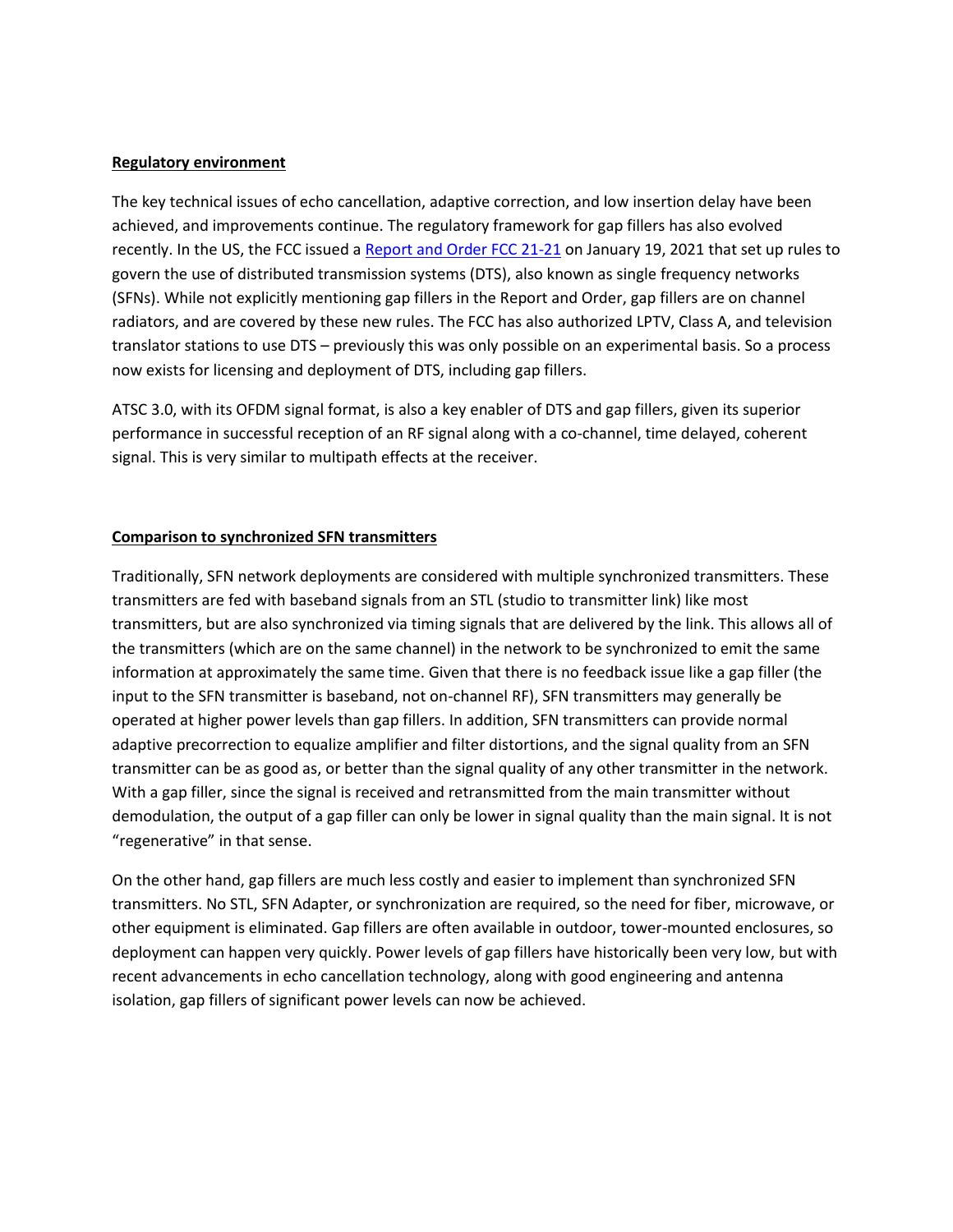## Regulatory environment

The key technical issues of echo cancellation, adaptive correction, and low insertion delay have been achieved, and improvements continue. The regulatory framework for gap fillers has also evolved recently. In the US, the FCC issued a [Report and Order FCC 21-21](#) on January 19, 2021 that set up rules to govern the use of distributed transmission systems (DTS), also known as single frequency networks (SFNs). While not explicitly mentioning gap fillers in the Report and Order, gap fillers are on channel radiators, and are covered by these new rules. The FCC has also authorized LPTV, Class A, and television translator stations to use DTS – previously this was only possible on an experimental basis. So a process now exists for licensing and deployment of DTS, including gap fillers.

ATSC 3.0, with its OFDM signal format, is also a key enabler of DTS and gap fillers, given its superior performance in successful reception of an RF signal along with a co-channel, time delayed, coherent signal. This is very similar to multipath effects at the receiver.

## Comparison to synchronized SFN transmitters

Traditionally, SFN network deployments are considered with multiple synchronized transmitters. These transmitters are fed with baseband signals from an STL (studio to transmitter link) like most transmitters, but are also synchronized via timing signals that are delivered by the link. This allows all of the transmitters (which are on the same channel) in the network to be synchronized to emit the same information at approximately the same time. Given that there is no feedback issue like a gap filler (the input to the SFN transmitter is baseband, not on-channel RF), SFN transmitters may generally be operated at higher power levels than gap fillers. In addition, SFN transmitters can provide normal adaptive precorrection to equalize amplifier and filter distortions, and the signal quality from an SFN transmitter can be as good as, or better than the signal quality of any other transmitter in the network. With a gap filler, since the signal is received and retransmitted from the main transmitter without demodulation, the output of a gap filler can only be lower in signal quality than the main signal. It is not "regenerative" in that sense.

On the other hand, gap fillers are much less costly and easier to implement than synchronized SFN transmitters. No STL, SFN Adapter, or synchronization are required, so the need for fiber, microwave, or other equipment is eliminated. Gap fillers are often available in outdoor, tower-mounted enclosures, so deployment can happen very quickly. Power levels of gap fillers have historically been very low, but with recent advancements in echo cancellation technology, along with good engineering and antenna isolation, gap fillers of significant power levels can now be achieved.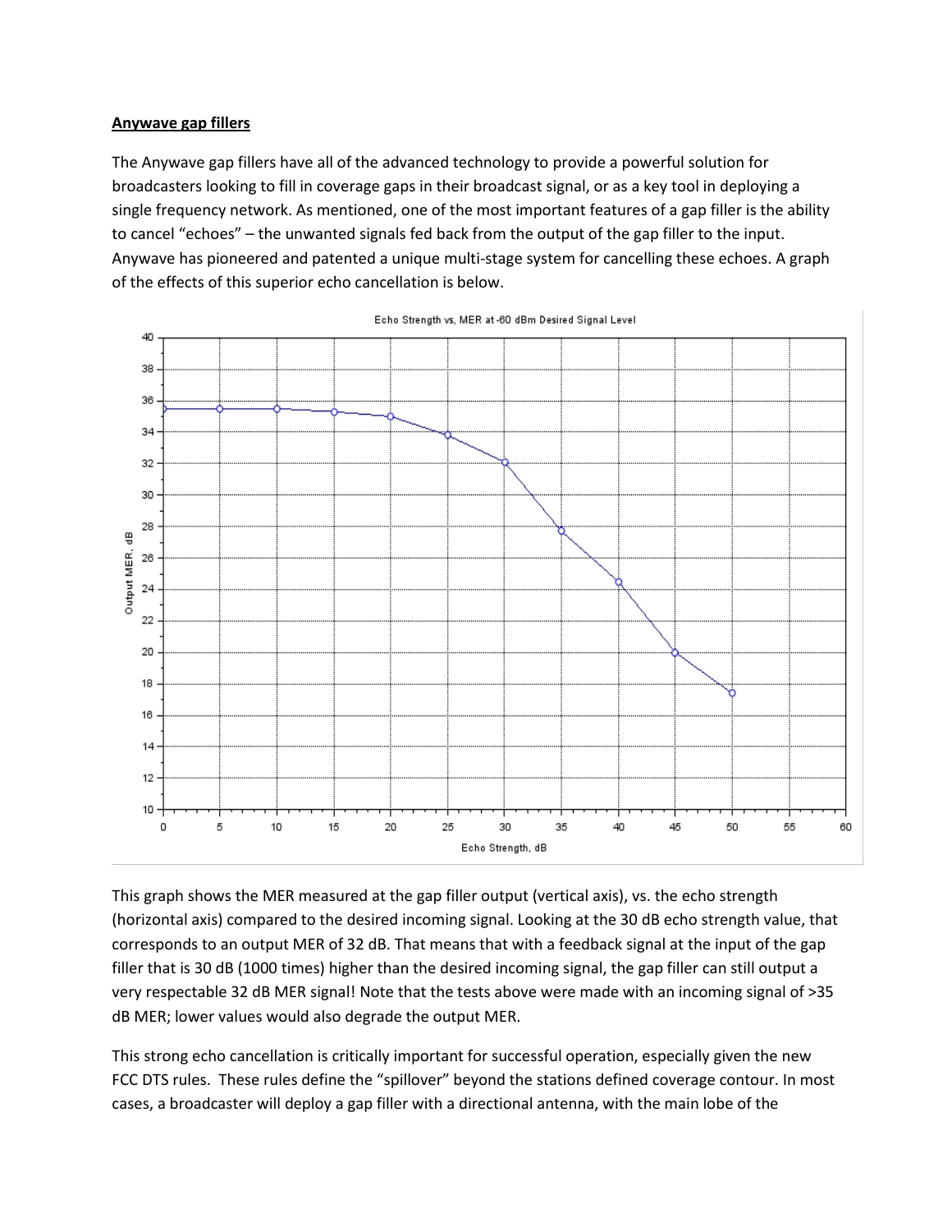**Anywave gap fillers**

The Anywave gap fillers have all of the advanced technology to provide a powerful solution for broadcasters looking to fill in coverage gaps in their broadcast signal, or as a key tool in deploying a single frequency network. As mentioned, one of the most important features of a gap filler is the ability to cancel "echoes" – the unwanted signals fed back from the output of the gap filler to the input. Anywave has pioneered and patented a unique multi-stage system for cancelling these echoes. A graph of the effects of this superior echo cancellation is below.

This graph shows the MER measured at the gap filler output (vertical axis), vs. the echo strength (horizontal axis) compared to the desired incoming signal. Looking at the 30 dB echo strength value, that corresponds to an output MER of 32 dB. That means that with a feedback signal at the input of the gap filler that is 30 dB (1000 times) higher than the desired incoming signal, the gap filler can still output a very respectable 32 dB MER signal! Note that the tests above were made with an incoming signal of >35 dB MER; lower values would also degrade the output MER.

This strong echo cancellation is critically important for successful operation, especially given the new FCC DTS rules. These rules define the "spillover" beyond the stations defined coverage contour. In most cases, a broadcaster will deploy a gap filler with a directional antenna, with the main lobe of the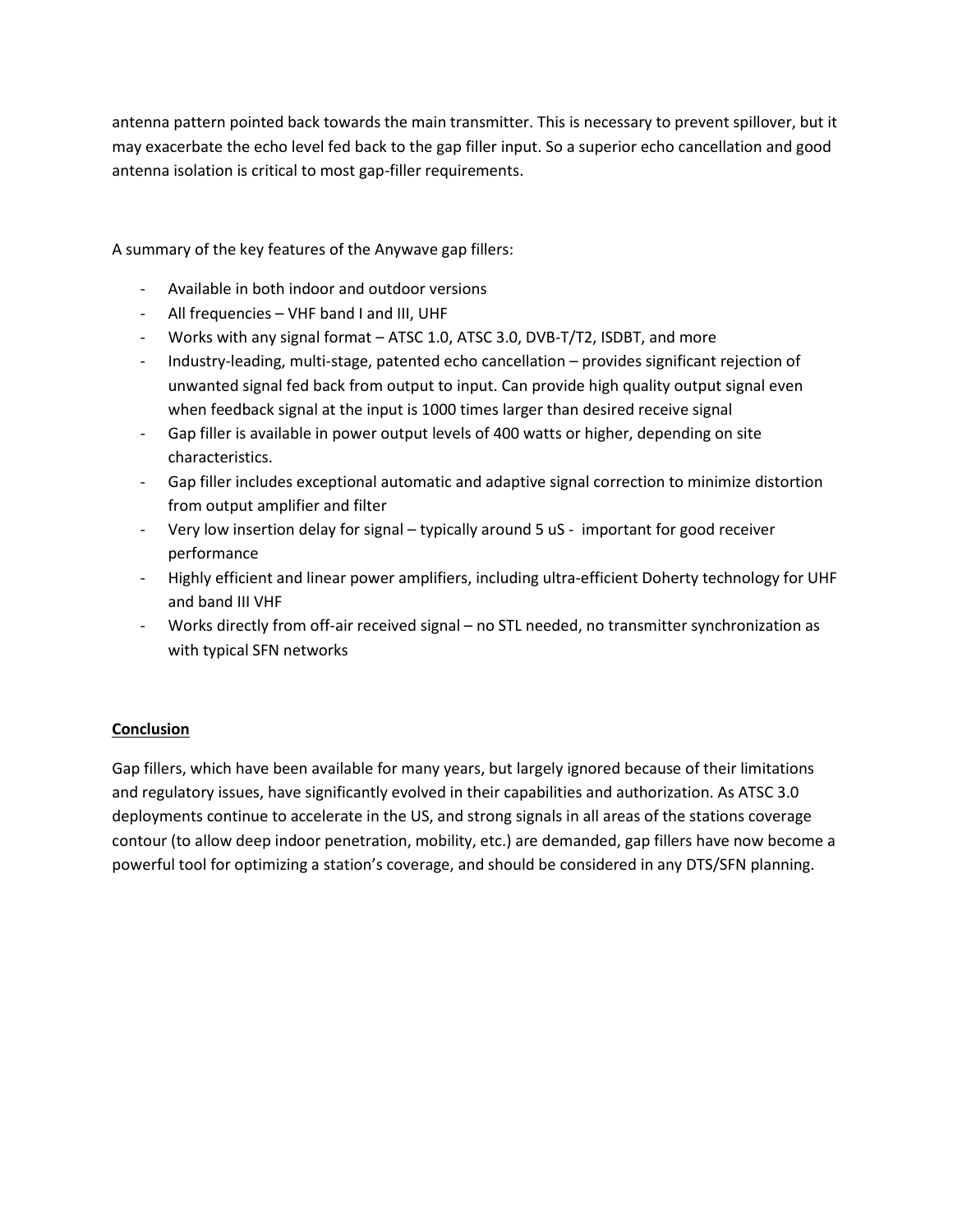antenna pattern pointed back towards the main transmitter. This is necessary to prevent spillover, but it may exacerbate the echo level fed back to the gap filler input. So a superior echo cancellation and good antenna isolation is critical to most gap-filler requirements.

A summary of the key features of the Anywave gap fillers:

- Available in both indoor and outdoor versions
- All frequencies – VHF band I and III, UHF
- Works with any signal format – ATSC 1.0, ATSC 3.0, DVB-T/T2, ISDBT, and more
- Industry-leading, multi-stage, patented echo cancellation – provides significant rejection of unwanted signal fed back from output to input. Can provide high quality output signal even when feedback signal at the input is 1000 times larger than desired receive signal
- Gap filler is available in power output levels of 400 watts or higher, depending on site characteristics.
- Gap filler includes exceptional automatic and adaptive signal correction to minimize distortion from output amplifier and filter
- Very low insertion delay for signal – typically around 5 uS - important for good receiver performance
- Highly efficient and linear power amplifiers, including ultra-efficient Doherty technology for UHF and band III VHF
- Works directly from off-air received signal – no STL needed, no transmitter synchronization as with typical SFN networks

**Conclusion**

Gap fillers, which have been available for many years, but largely ignored because of their limitations and regulatory issues, have significantly evolved in their capabilities and authorization. As ATSC 3.0 deployments continue to accelerate in the US, and strong signals in all areas of the stations coverage contour (to allow deep indoor penetration, mobility, etc.) are demanded, gap fillers have now become a powerful tool for optimizing a station's coverage, and should be considered in any DTS/SFN planning.